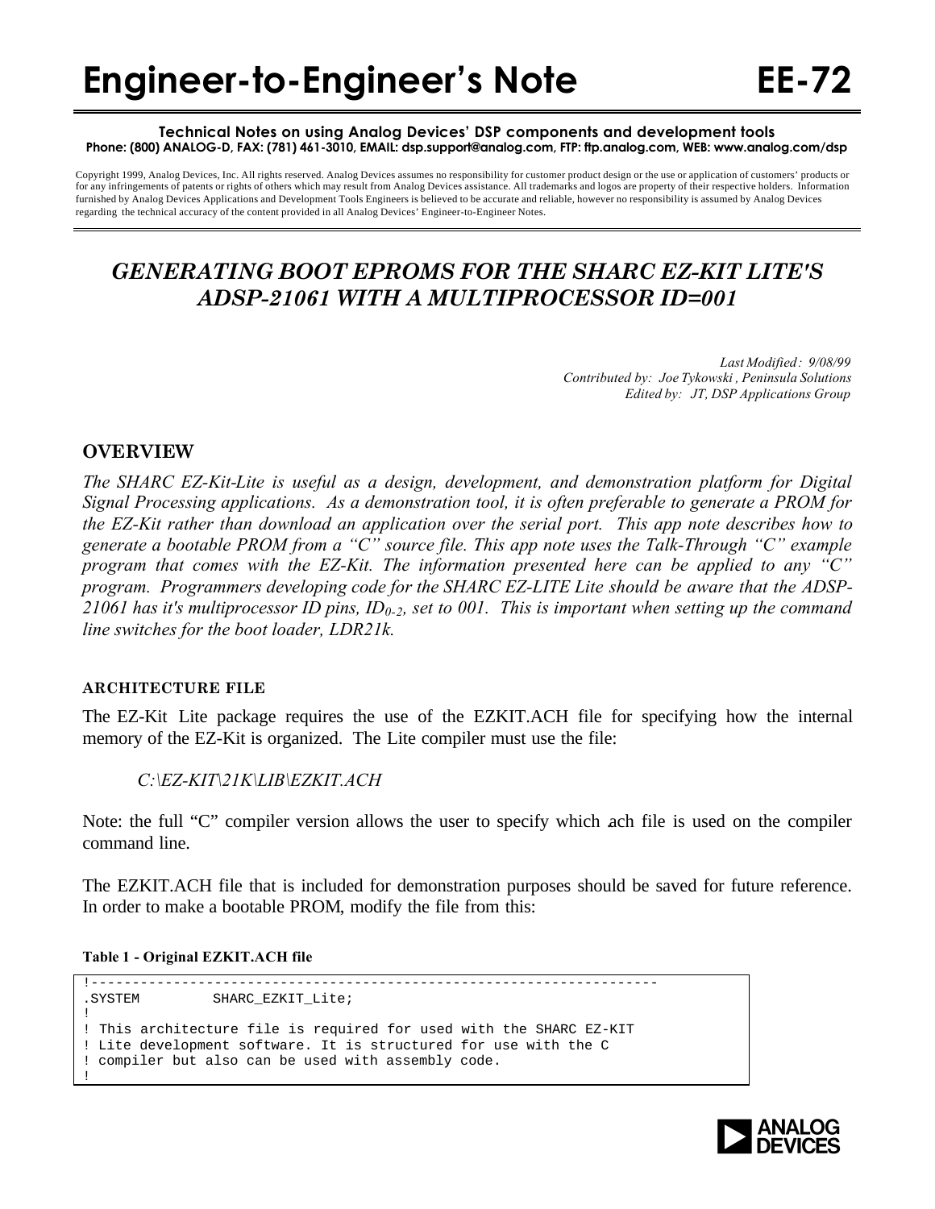# Engineer-to-Engineer's Note EE-72

**Technical Notes on using Analog Devices' DSP components and development tools**
**Phone: (800) ANALOG-D, FAX: (781) 461-3010, EMAIL: dsp.support@analog.com, FTP: ftp.analog.com, WEB: www.analog.com/dsp**

Copyright 1999, Analog Devices, Inc. All rights reserved. Analog Devices assumes no responsibility for customer product design or the use or application of customers' products or for any infringements of patents or rights of others which may result from Analog Devices assistance. All trademarks and logos are property of their respective holders. Information furnished by Analog Devices Applications and Development Tools Engineers is believed to be accurate and reliable, however no responsibility is assumed by Analog Devices regarding the technical accuracy of the content provided in all Analog Devices' Engineer-to-Engineer Notes.

## *GENERATING BOOT EPROMS FOR THE SHARC EZ-KIT LITE'S ADSP-21061 WITH A MULTIPROCESSOR ID=001*

*Last Modified: 9/08/99*
*Contributed by: Joe Tykowski, Peninsula Solutions*
*Edited by: JT, DSP Applications Group*

### OVERVIEW

*The SHARC EZ-Kit-Lite is useful as a design, development, and demonstration platform for Digital Signal Processing applications. As a demonstration tool, it is often preferable to generate a PROM for the EZ-Kit rather than download an application over the serial port. This app note describes how to generate a bootable PROM from a "C" source file. This app note uses the Talk-Through "C" example program that comes with the EZ-Kit. The information presented here can be applied to any "C" program. Programmers developing code for the SHARC EZ-LITE Lite should be aware that the ADSP-21061 has it's multiprocessor ID pins, $ID_{0-2}$, set to 001. This is important when setting up the command line switches for the boot loader, LDR21k.*

#### ARCHITECTURE FILE

The EZ-Kit Lite package requires the use of the EZKIT.ACH file for specifying how the internal memory of the EZ-Kit is organized. The Lite compiler must use the file:

*C:\EZ-KIT\21K\LIB\EZKIT.ACH*

Note: the full "C" compiler version allows the user to specify which .ach file is used on the compiler command line.

The EZKIT.ACH file that is included for demonstration purposes should be saved for future reference. In order to make a bootable PROM, modify the file from this:

**Table 1 - Original EZKIT.ACH file**

```
!----------------------------------------------------------------------
.SYSTEM         SHARC_EZKIT_Lite;
!
! This architecture file is required for used with the SHARC EZ-KIT
! Lite development software. It is structured for use with the C
! compiler but also can be used with assembly code.
!
```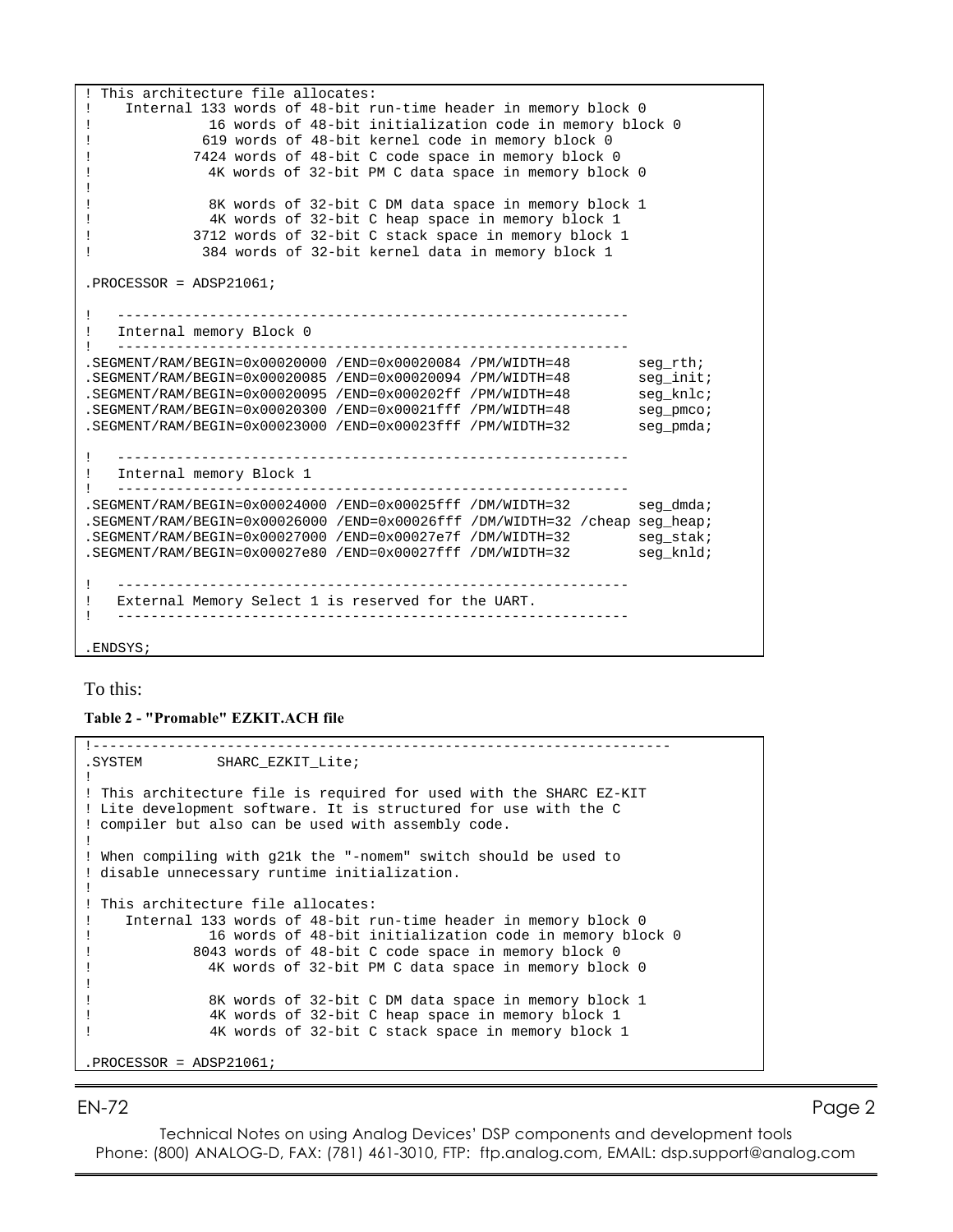```
! This architecture file allocates:
!    Internal 133 words of 48-bit run-time header in memory block 0
!              16 words of 48-bit initialization code in memory block 0
!             619 words of 48-bit kernel code in memory block 0
!            7424 words of 48-bit C code space in memory block 0
!              4K words of 32-bit PM C data space in memory block 0
!
!              8K words of 32-bit C DM data space in memory block 1
!              4K words of 32-bit C heap space in memory block 1
!            3712 words of 32-bit C stack space in memory block 1
!             384 words of 32-bit kernel data in memory block 1

.PROCESSOR = ADSP21061;

!   ------------------------------------------------------------
!   Internal memory Block 0
!   ------------------------------------------------------------
.SEGMENT/RAM/BEGIN=0x00020000 /END=0x00020084 /PM/WIDTH=48        seg_rth;
.SEGMENT/RAM/BEGIN=0x00020085 /END=0x00020094 /PM/WIDTH=48        seg_init;
.SEGMENT/RAM/BEGIN=0x00020095 /END=0x000202ff /PM/WIDTH=48        seg_knlc;
.SEGMENT/RAM/BEGIN=0x00020300 /END=0x00021fff /PM/WIDTH=48        seg_pmco;
.SEGMENT/RAM/BEGIN=0x00023000 /END=0x00023fff /PM/WIDTH=32        seg_pmda;

!   ------------------------------------------------------------
!   Internal memory Block 1
!   ------------------------------------------------------------
.SEGMENT/RAM/BEGIN=0x00024000 /END=0x00025fff /DM/WIDTH=32        seg_dmda;
.SEGMENT/RAM/BEGIN=0x00026000 /END=0x00026fff /DM/WIDTH=32 /cheap seg_heap;
.SEGMENT/RAM/BEGIN=0x00027000 /END=0x00027e7f /DM/WIDTH=32        seg_stak;
.SEGMENT/RAM/BEGIN=0x00027e80 /END=0x00027fff /DM/WIDTH=32        seg_knld;

!   ------------------------------------------------------------
!   External Memory Select 1 is reserved for the UART.
!   ------------------------------------------------------------

.ENDSYS;
```

To this:

**Table 2 - "Promable" EZKIT.ACH file**

```
!-------------------------------------------------------------------
.SYSTEM         SHARC_EZKIT_Lite;
!
! This architecture file is required for used with the SHARC EZ-KIT
! Lite development software. It is structured for use with the C
! compiler but also can be used with assembly code.
!
! When compiling with g21k the "-nomem" switch should be used to
! disable unnecessary runtime initialization.
!
! This architecture file allocates:
!    Internal 133 words of 48-bit run-time header in memory block 0
!              16 words of 48-bit initialization code in memory block 0
!            8043 words of 48-bit C code space in memory block 0
!              4K words of 32-bit PM C data space in memory block 0
!
!              8K words of 32-bit C DM data space in memory block 1
!              4K words of 32-bit C heap space in memory block 1
!              4K words of 32-bit C stack space in memory block 1

.PROCESSOR = ADSP21061;
```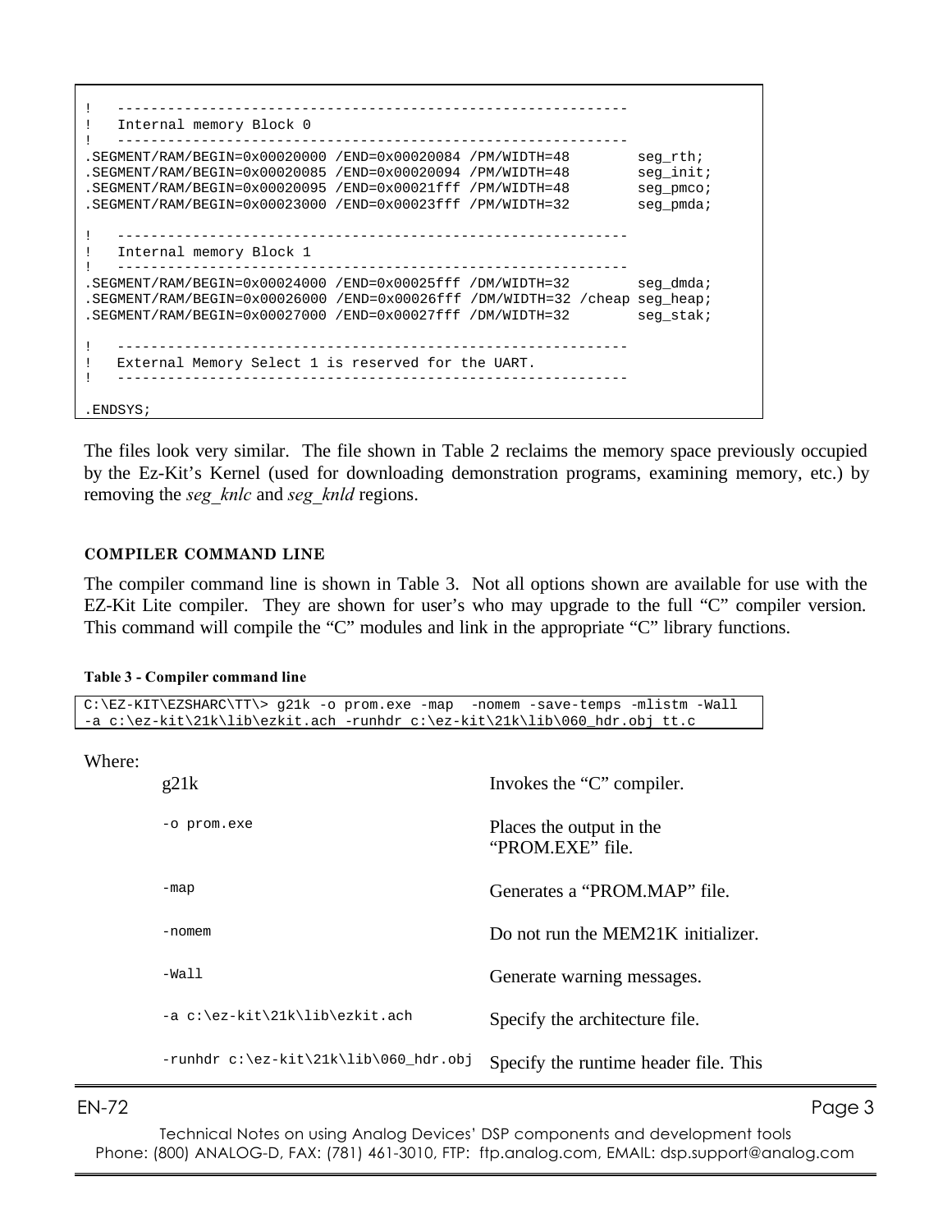```
!   -----------------------------------------------------------
!   Internal memory Block 0
!   -----------------------------------------------------------
.SEGMENT/RAM/BEGIN=0x00020000 /END=0x00020084 /PM/WIDTH=48        seg_rth;
.SEGMENT/RAM/BEGIN=0x00020085 /END=0x00020094 /PM/WIDTH=48        seg_init;
.SEGMENT/RAM/BEGIN=0x00020095 /END=0x00021fff /PM/WIDTH=48        seg_pmco;
.SEGMENT/RAM/BEGIN=0x00023000 /END=0x00023fff /PM/WIDTH=32        seg_pmda;

!   -----------------------------------------------------------
!   Internal memory Block 1
!   -----------------------------------------------------------
.SEGMENT/RAM/BEGIN=0x00024000 /END=0x00025fff /DM/WIDTH=32        seg_dmda;
.SEGMENT/RAM/BEGIN=0x00026000 /END=0x00026fff /DM/WIDTH=32 /cheap seg_heap;
.SEGMENT/RAM/BEGIN=0x00027000 /END=0x00027fff /DM/WIDTH=32        seg_stak;

!   -----------------------------------------------------------
!   External Memory Select 1 is reserved for the UART.
!   -----------------------------------------------------------

.ENDSYS;
```

The files look very similar. The file shown in Table 2 reclaims the memory space previously occupied by the Ez-Kit's Kernel (used for downloading demonstration programs, examining memory, etc.) by removing the *seg_knlc* and *seg_knld* regions.

### COMPILER COMMAND LINE

The compiler command line is shown in Table 3. Not all options shown are available for use with the EZ-Kit Lite compiler. They are shown for user's who may upgrade to the full "C" compiler version. This command will compile the "C" modules and link in the appropriate "C" library functions.

**Table 3 - Compiler command line**

```
C:\EZ-KIT\EZSHARC\TT\> g21k -o prom.exe -map  -nomem -save-temps -mlistm -Wall
-a c:\ez-kit\21k\lib\ezkit.ach -runhdr c:\ez-kit\21k\lib\060_hdr.obj tt.c
```

Where:

| | |
|---|---|
| g21k | Invokes the "C" compiler. |
| `-o prom.exe` | Places the output in the "PROM.EXE" file. |
| `-map` | Generates a "PROM.MAP" file. |
| `-nomem` | Do not run the MEM21K initializer. |
| `-Wall` | Generate warning messages. |
| `-a c:\ez-kit\21k\lib\ezkit.ach` | Specify the architecture file. |
| `-runhdr c:\ez-kit\21k\lib\060_hdr.obj` | Specify the runtime header file. This |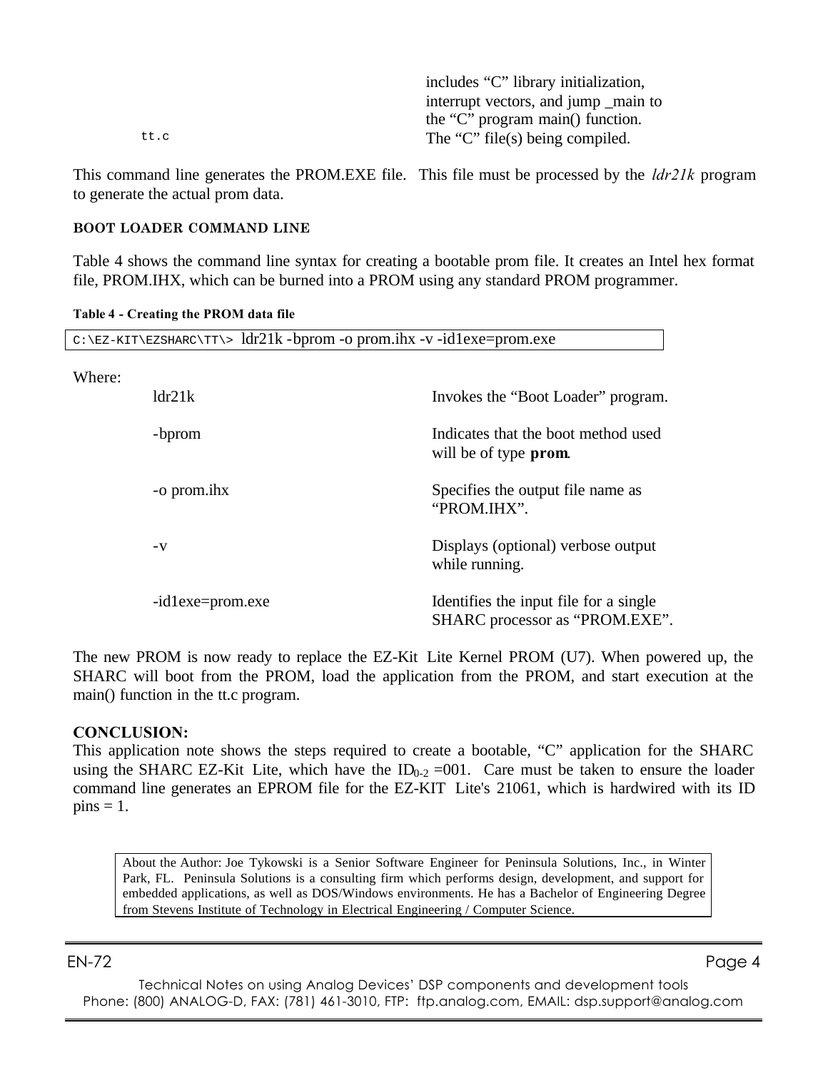| | |
|---|---|
| | includes "C" library initialization, interrupt vectors, and jump _main to the "C" program main() function. |
| tt.c | The "C" file(s) being compiled. |

This command line generates the PROM.EXE file. This file must be processed by the *ldr21k* program to generate the actual prom data.

### BOOT LOADER COMMAND LINE

Table 4 shows the command line syntax for creating a bootable prom file. It creates an Intel hex format file, PROM.IHX, which can be burned into a PROM using any standard PROM programmer.

**Table 4 - Creating the PROM data file**

```
C:\EZ-KIT\EZSHARC\TT\> ldr21k -bprom -o prom.ihx -v -id1exe=prom.exe
```

Where:

| | |
|---|---|
| ldr21k | Invokes the "Boot Loader" program. |
| -bprom | Indicates that the boot method used will be of type **prom**. |
| -o prom.ihx | Specifies the output file name as "PROM.IHX". |
| -v | Displays (optional) verbose output while running. |
| -id1exe=prom.exe | Identifies the input file for a single SHARC processor as "PROM.EXE". |

The new PROM is now ready to replace the EZ-Kit Lite Kernel PROM (U7). When powered up, the SHARC will boot from the PROM, load the application from the PROM, and start execution at the main() function in the tt.c program.

### CONCLUSION:

This application note shows the steps required to create a bootable, "C" application for the SHARC using the SHARC EZ-Kit Lite, which have the $ID_{0\text{-}2}$ =001. Care must be taken to ensure the loader command line generates an EPROM file for the EZ-KIT Lite's 21061, which is hardwired with its ID pins = 1.

About the Author: Joe Tykowski is a Senior Software Engineer for Peninsula Solutions, Inc., in Winter Park, FL. Peninsula Solutions is a consulting firm which performs design, development, and support for embedded applications, as well as DOS/Windows environments. He has a Bachelor of Engineering Degree from Stevens Institute of Technology in Electrical Engineering / Computer Science.